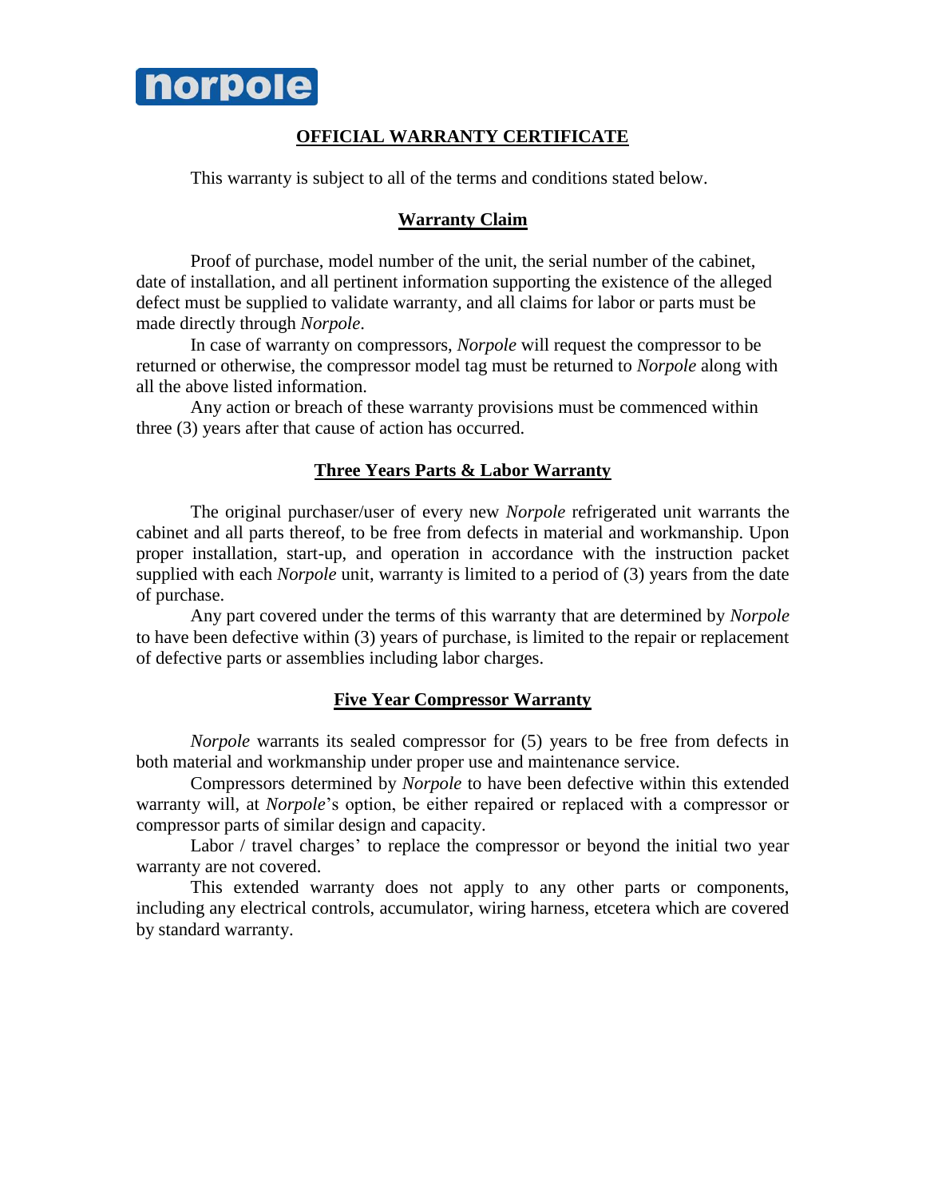norpole

# OFFICIAL WARRANTY CERTIFICATE

This warranty is subject to all of the terms and conditions stated below.

## Warranty Claim

Proof of purchase, model number of the unit, the serial number of the cabinet, date of installation, and all pertinent information supporting the existence of the alleged defect must be supplied to validate warranty, and all claims for labor or parts must be made directly through *Norpole*.

In case of warranty on compressors, *Norpole* will request the compressor to be returned or otherwise, the compressor model tag must be returned to *Norpole* along with all the above listed information.

Any action or breach of these warranty provisions must be commenced within three (3) years after that cause of action has occurred.

## Three Years Parts & Labor Warranty

The original purchaser/user of every new *Norpole* refrigerated unit warrants the cabinet and all parts thereof, to be free from defects in material and workmanship. Upon proper installation, start-up, and operation in accordance with the instruction packet supplied with each *Norpole* unit, warranty is limited to a period of (3) years from the date of purchase.

Any part covered under the terms of this warranty that are determined by *Norpole* to have been defective within (3) years of purchase, is limited to the repair or replacement of defective parts or assemblies including labor charges.

## Five Year Compressor Warranty

*Norpole* warrants its sealed compressor for (5) years to be free from defects in both material and workmanship under proper use and maintenance service.

Compressors determined by *Norpole* to have been defective within this extended warranty will, at *Norpole*'s option, be either repaired or replaced with a compressor or compressor parts of similar design and capacity.

Labor / travel charges' to replace the compressor or beyond the initial two year warranty are not covered.

This extended warranty does not apply to any other parts or components, including any electrical controls, accumulator, wiring harness, etcetera which are covered by standard warranty.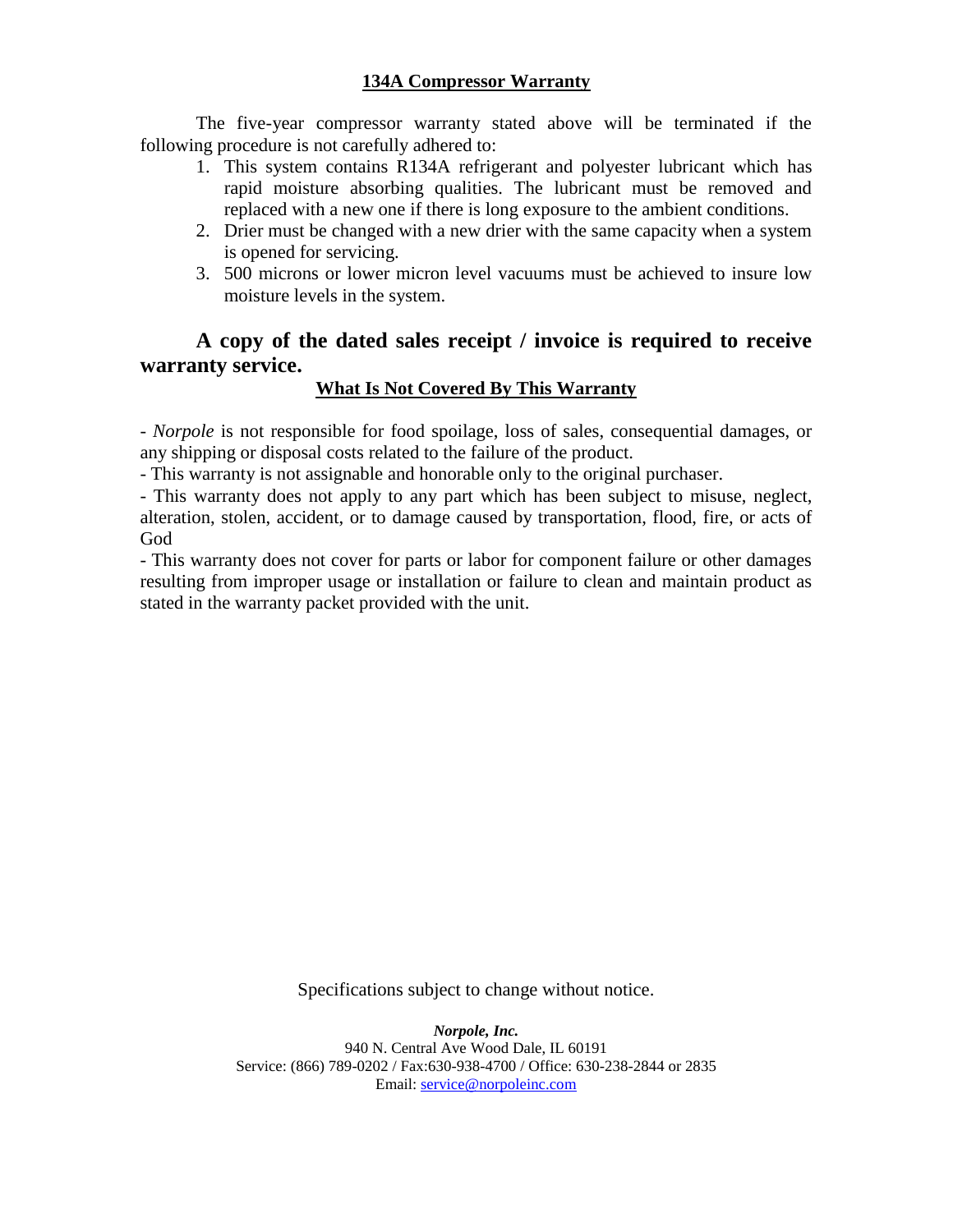## 134A Compressor Warranty

The five-year compressor warranty stated above will be terminated if the following procedure is not carefully adhered to:

1. This system contains R134A refrigerant and polyester lubricant which has rapid moisture absorbing qualities. The lubricant must be removed and replaced with a new one if there is long exposure to the ambient conditions.
2. Drier must be changed with a new drier with the same capacity when a system is opened for servicing.
3. 500 microns or lower micron level vacuums must be achieved to insure low moisture levels in the system.

**A copy of the dated sales receipt / invoice is required to receive warranty service.**

## What Is Not Covered By This Warranty

- *Norpole* is not responsible for food spoilage, loss of sales, consequential damages, or any shipping or disposal costs related to the failure of the product.
- This warranty is not assignable and honorable only to the original purchaser.
- This warranty does not apply to any part which has been subject to misuse, neglect, alteration, stolen, accident, or to damage caused by transportation, flood, fire, or acts of God
- This warranty does not cover for parts or labor for component failure or other damages resulting from improper usage or installation or failure to clean and maintain product as stated in the warranty packet provided with the unit.

Specifications subject to change without notice.

***Norpole, Inc.***
940 N. Central Ave Wood Dale, IL 60191
Service: (866) 789-0202 / Fax:630-938-4700 / Office: 630-238-2844 or 2835
Email: service@norpoleinc.com